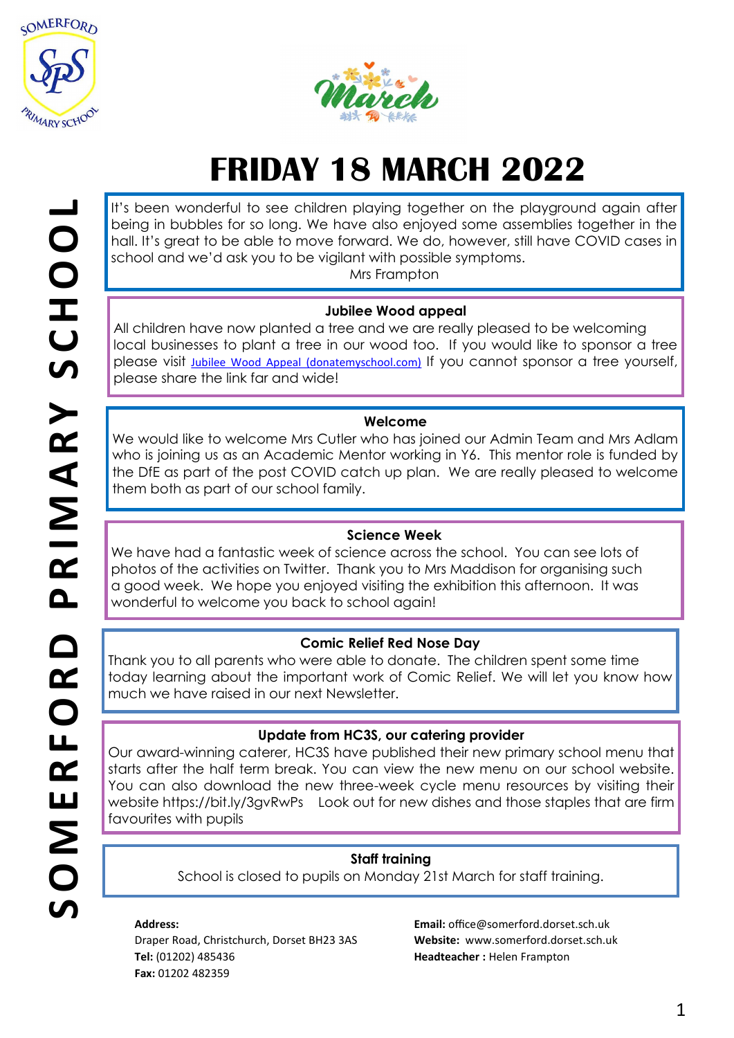SOMERFORD PRIMARY SCHOOL

March

# FRIDAY 18 MARCH 2022

It's been wonderful to see children playing together on the playground again after being in bubbles for so long. We have also enjoyed some assemblies together in the hall. It's great to be able to move forward. We do, however, still have COVID cases in school and we'd ask you to be vigilant with possible symptoms.

Mrs Frampton

### Jubilee Wood appeal

All children have now planted a tree and we are really pleased to be welcoming local businesses to plant a tree in our wood too. If you would like to sponsor a tree please visit Jubilee Wood Appeal (donatemyschool.com) If you cannot sponsor a tree yourself, please share the link far and wide!

### Welcome

We would like to welcome Mrs Cutler who has joined our Admin Team and Mrs Adlam who is joining us as an Academic Mentor working in Y6. This mentor role is funded by the DfE as part of the post COVID catch up plan. We are really pleased to welcome them both as part of our school family.

### Science Week

We have had a fantastic week of science across the school. You can see lots of photos of the activities on Twitter. Thank you to Mrs Maddison for organising such a good week. We hope you enjoyed visiting the exhibition this afternoon. It was wonderful to welcome you back to school again!

### Comic Relief Red Nose Day

Thank you to all parents who were able to donate. The children spent some time today learning about the important work of Comic Relief. We will let you know how much we have raised in our next Newsletter.

### Update from HC3S, our catering provider

Our award-winning caterer, HC3S have published their new primary school menu that starts after the half term break. You can view the new menu on our school website. You can also download the new three-week cycle menu resources by visiting their website https://bit.ly/3gvRwPs Look out for new dishes and those staples that are firm favourites with pupils

### Staff training

School is closed to pupils on Monday 21st March for staff training.

**Address:**
Draper Road, Christchurch, Dorset BH23 3AS
**Tel:** (01202) 485436
**Fax:** 01202 482359

**Email:** office@somerford.dorset.sch.uk
**Website:** www.somerford.dorset.sch.uk
**Headteacher :** Helen Frampton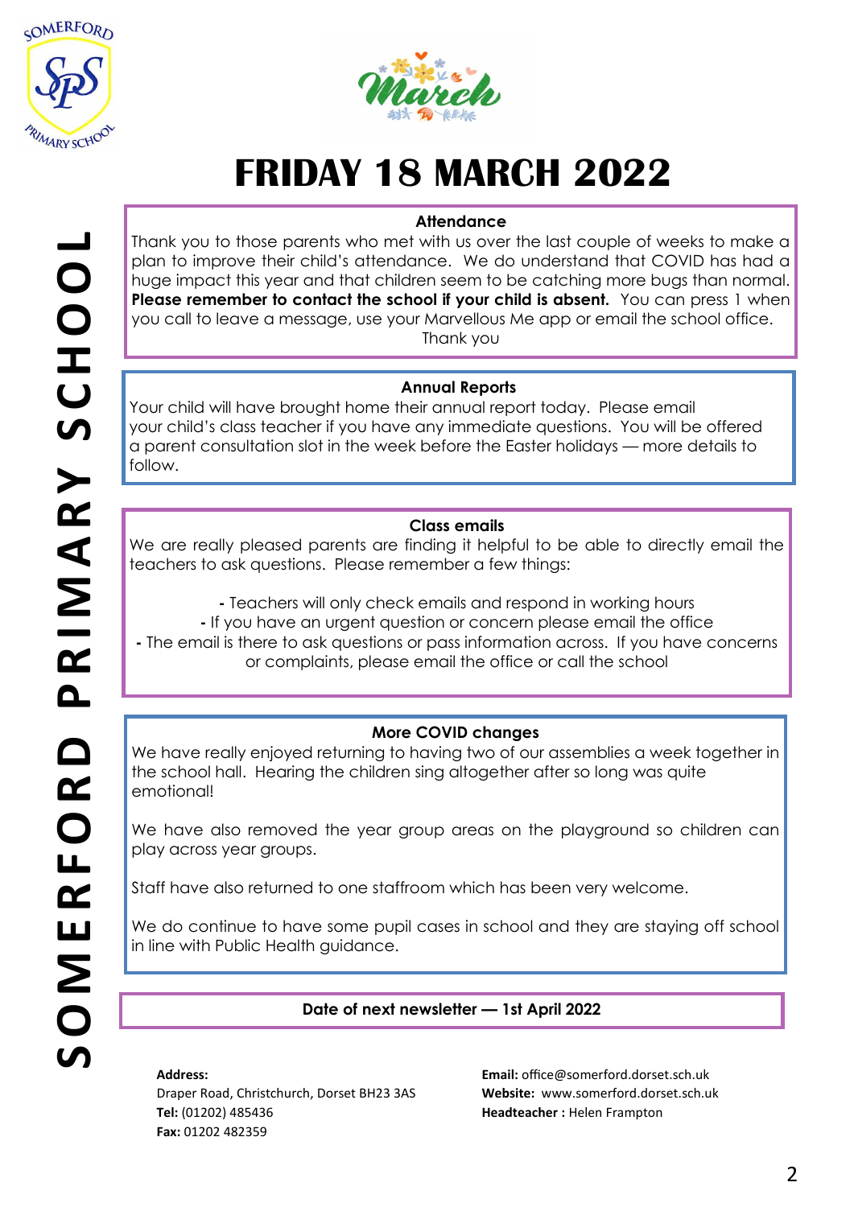# FRIDAY 18 MARCH 2022

### Attendance

Thank you to those parents who met with us over the last couple of weeks to make a plan to improve their child's attendance. We do understand that COVID has had a huge impact this year and that children seem to be catching more bugs than normal. **Please remember to contact the school if your child is absent.** You can press 1 when you call to leave a message, use your Marvellous Me app or email the school office.

Thank you

### Annual Reports

Your child will have brought home their annual report today. Please email your child's class teacher if you have any immediate questions. You will be offered a parent consultation slot in the week before the Easter holidays — more details to follow.

### Class emails

We are really pleased parents are finding it helpful to be able to directly email the teachers to ask questions. Please remember a few things:

- Teachers will only check emails and respond in working hours
- If you have an urgent question or concern please email the office
- The email is there to ask questions or pass information across. If you have concerns or complaints, please email the office or call the school

### More COVID changes

We have really enjoyed returning to having two of our assemblies a week together in the school hall. Hearing the children sing altogether after so long was quite emotional!

We have also removed the year group areas on the playground so children can play across year groups.

Staff have also returned to one staffroom which has been very welcome.

We do continue to have some pupil cases in school and they are staying off school in line with Public Health guidance.

**Date of next newsletter — 1st April 2022**

**Address:**
Draper Road, Christchurch, Dorset BH23 3AS
**Tel:** (01202) 485436
**Fax:** 01202 482359

**Email:** office@somerford.dorset.sch.uk
**Website:** www.somerford.dorset.sch.uk
**Headteacher :** Helen Frampton